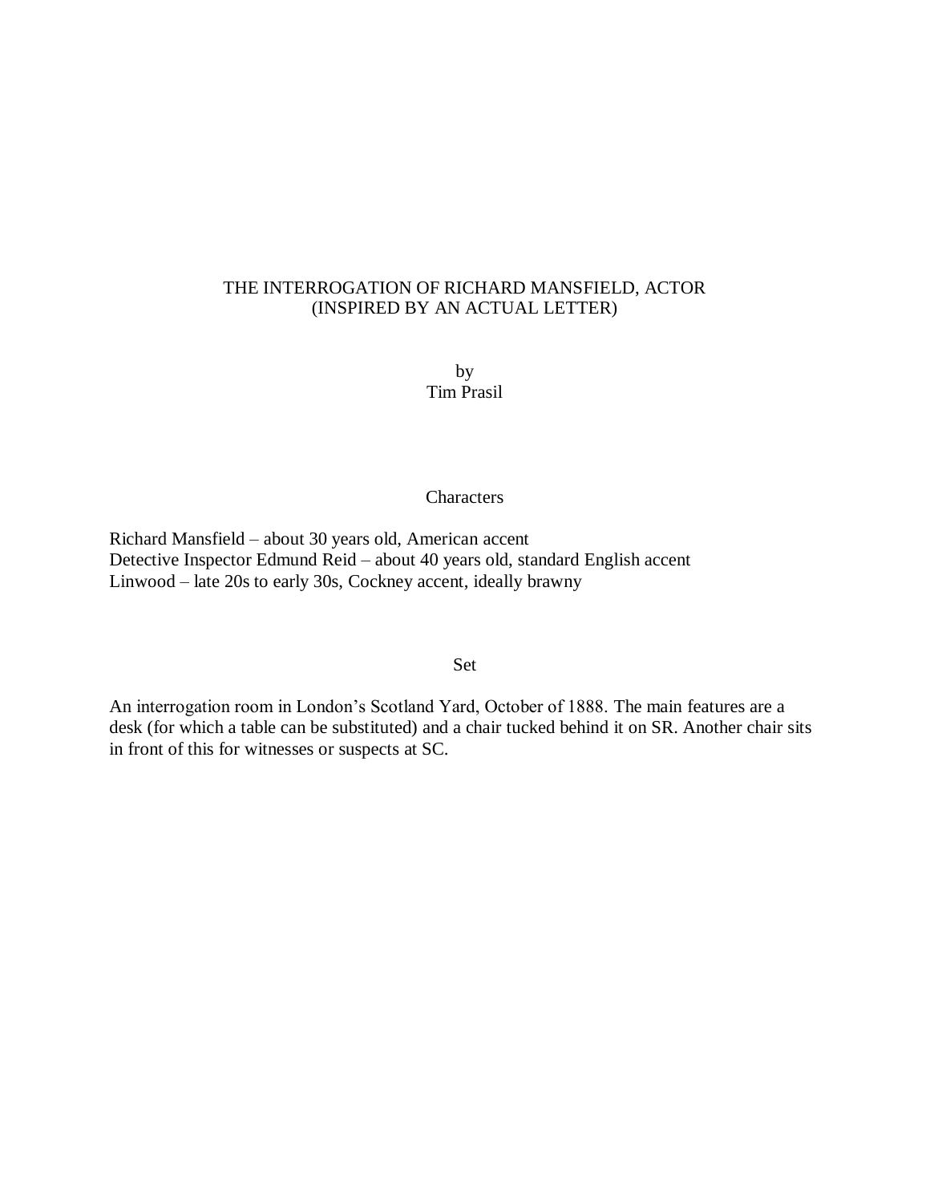# THE INTERROGATION OF RICHARD MANSFIELD, ACTOR
## (INSPIRED BY AN ACTUAL LETTER)

by
Tim Prasil

## Characters

Richard Mansfield – about 30 years old, American accent
Detective Inspector Edmund Reid – about 40 years old, standard English accent
Linwood – late 20s to early 30s, Cockney accent, ideally brawny

## Set

An interrogation room in London's Scotland Yard, October of 1888. The main features are a desk (for which a table can be substituted) and a chair tucked behind it on SR. Another chair sits in front of this for witnesses or suspects at SC.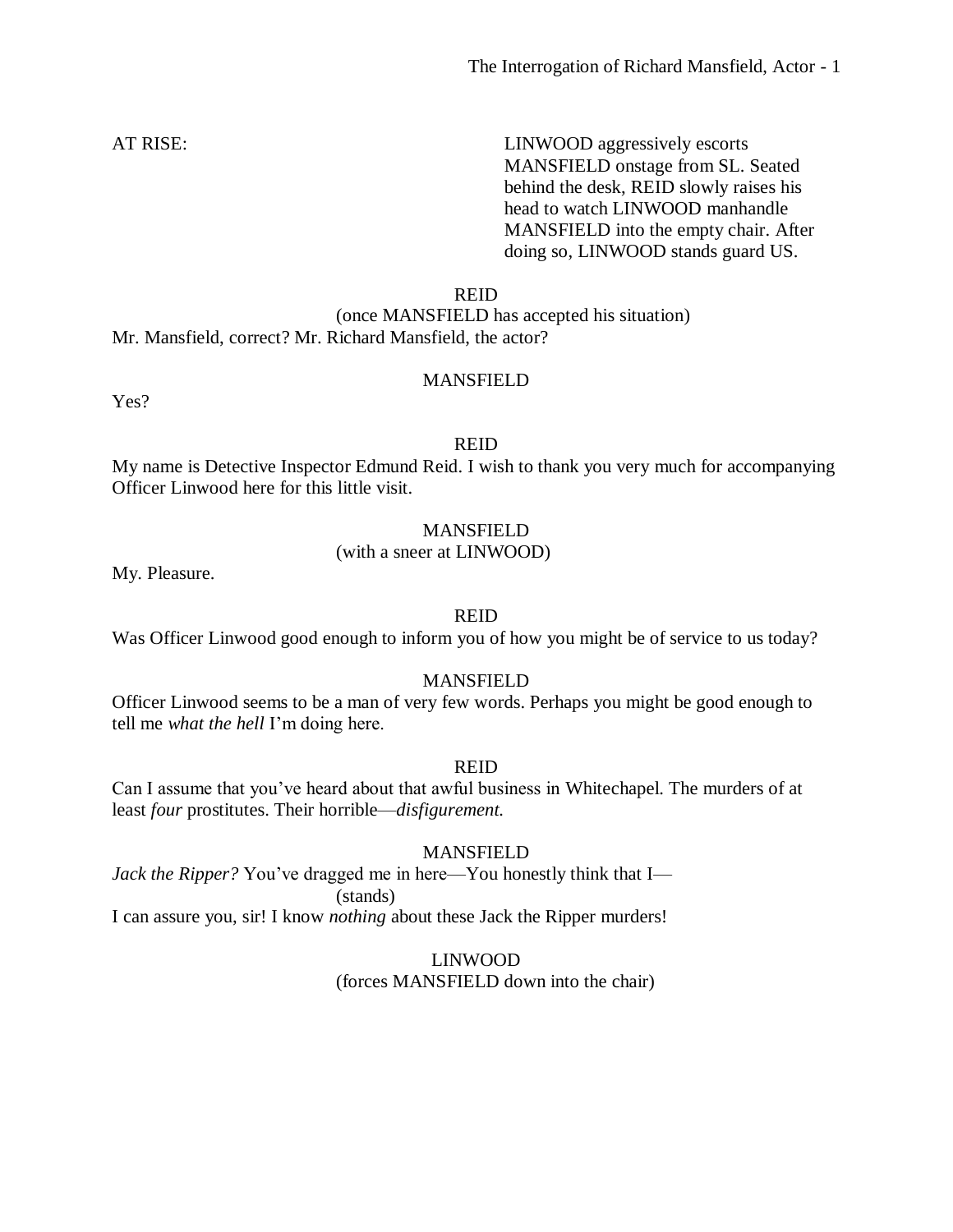AT RISE: LINWOOD aggressively escorts MANSFIELD onstage from SL. Seated behind the desk, REID slowly raises his head to watch LINWOOD manhandle MANSFIELD into the empty chair. After doing so, LINWOOD stands guard US.

REID
(once MANSFIELD has accepted his situation)
Mr. Mansfield, correct? Mr. Richard Mansfield, the actor?

MANSFIELD
Yes?

REID
My name is Detective Inspector Edmund Reid. I wish to thank you very much for accompanying Officer Linwood here for this little visit.

MANSFIELD
(with a sneer at LINWOOD)
My. Pleasure.

REID
Was Officer Linwood good enough to inform you of how you might be of service to us today?

MANSFIELD
Officer Linwood seems to be a man of very few words. Perhaps you might be good enough to tell me *what the hell* I'm doing here.

REID
Can I assume that you've heard about that awful business in Whitechapel. The murders of at least *four* prostitutes. Their horrible—*disfigurement.*

MANSFIELD
*Jack the Ripper?* You've dragged me in here—You honestly think that I—
(stands)
I can assure you, sir! I know *nothing* about these Jack the Ripper murders!

LINWOOD
(forces MANSFIELD down into the chair)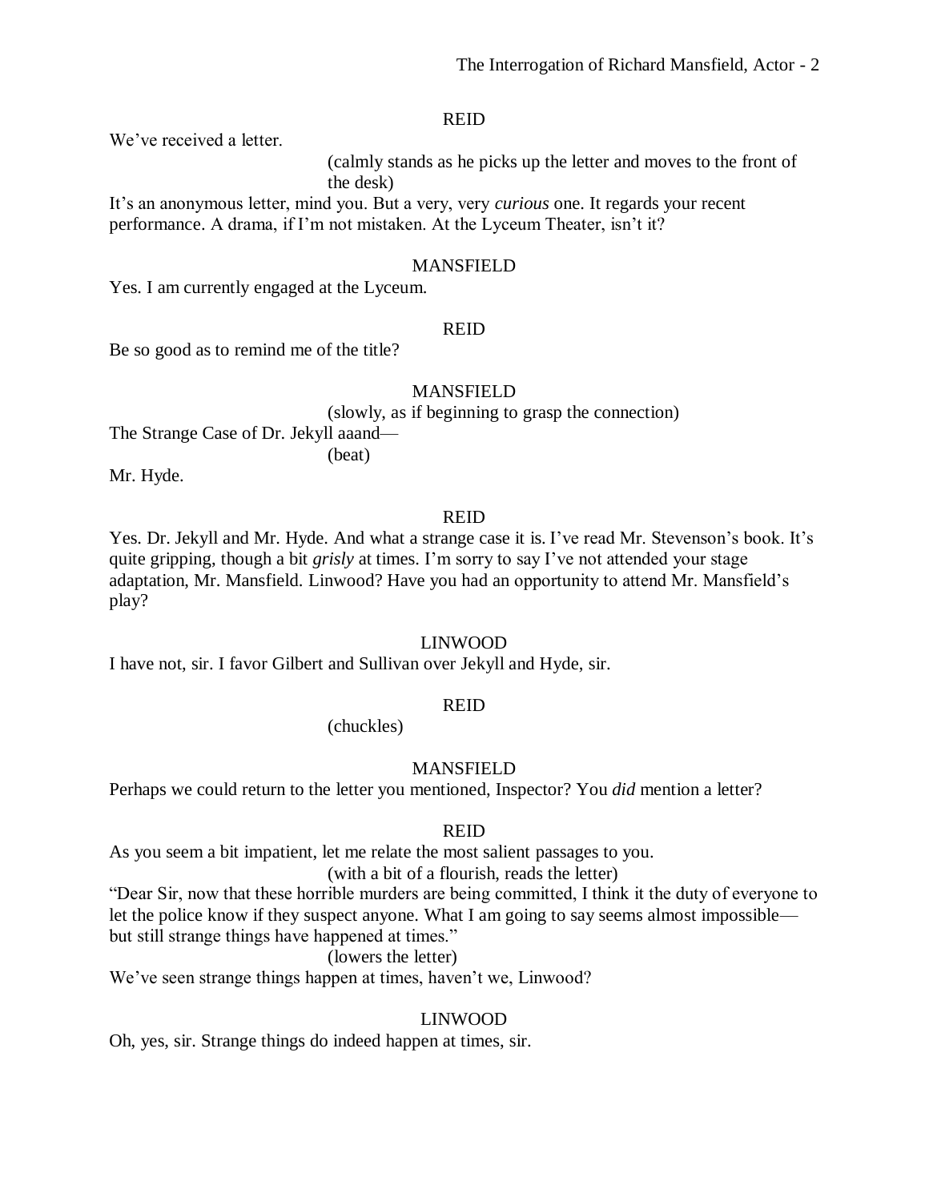REID

We've received a letter.

(calmly stands as he picks up the letter and moves to the front of the desk)

It's an anonymous letter, mind you. But a very, very *curious* one. It regards your recent performance. A drama, if I'm not mistaken. At the Lyceum Theater, isn't it?

MANSFIELD

Yes. I am currently engaged at the Lyceum.

REID

Be so good as to remind me of the title?

MANSFIELD

(slowly, as if beginning to grasp the connection)

The Strange Case of Dr. Jekyll aaand—

(beat)

Mr. Hyde.

REID

Yes. Dr. Jekyll and Mr. Hyde. And what a strange case it is. I've read Mr. Stevenson's book. It's quite gripping, though a bit *grisly* at times. I'm sorry to say I've not attended your stage adaptation, Mr. Mansfield. Linwood? Have you had an opportunity to attend Mr. Mansfield's play?

LINWOOD

I have not, sir. I favor Gilbert and Sullivan over Jekyll and Hyde, sir.

REID

(chuckles)

MANSFIELD

Perhaps we could return to the letter you mentioned, Inspector? You *did* mention a letter?

REID

As you seem a bit impatient, let me relate the most salient passages to you.

(with a bit of a flourish, reads the letter)

"Dear Sir, now that these horrible murders are being committed, I think it the duty of everyone to let the police know if they suspect anyone. What I am going to say seems almost impossible—but still strange things have happened at times."

(lowers the letter)

We've seen strange things happen at times, haven't we, Linwood?

LINWOOD

Oh, yes, sir. Strange things do indeed happen at times, sir.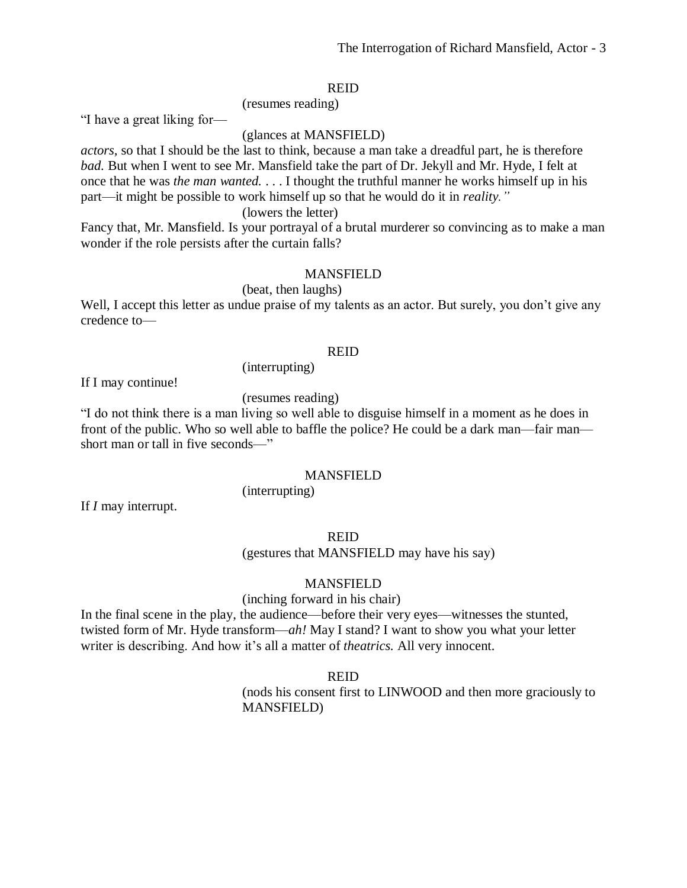REID

(resumes reading)

"I have a great liking for—

(glances at MANSFIELD)

*actors,* so that I should be the last to think, because a man take a dreadful part, he is therefore *bad.* But when I went to see Mr. Mansfield take the part of Dr. Jekyll and Mr. Hyde, I felt at once that he was *the man wanted.* . . . I thought the truthful manner he works himself up in his part—it might be possible to work himself up so that he would do it in *reality."*

(lowers the letter)

Fancy that, Mr. Mansfield. Is your portrayal of a brutal murderer so convincing as to make a man wonder if the role persists after the curtain falls?

MANSFIELD

(beat, then laughs)

Well, I accept this letter as undue praise of my talents as an actor. But surely, you don't give any credence to—

REID

(interrupting)

If I may continue!

(resumes reading)

"I do not think there is a man living so well able to disguise himself in a moment as he does in front of the public. Who so well able to baffle the police? He could be a dark man—fair man—short man or tall in five seconds—"

MANSFIELD

(interrupting)

If *I* may interrupt.

REID

(gestures that MANSFIELD may have his say)

MANSFIELD

(inching forward in his chair)

In the final scene in the play, the audience—before their very eyes—witnesses the stunted, twisted form of Mr. Hyde transform—*ah!* May I stand? I want to show you what your letter writer is describing. And how it's all a matter of *theatrics.* All very innocent.

REID

(nods his consent first to LINWOOD and then more graciously to MANSFIELD)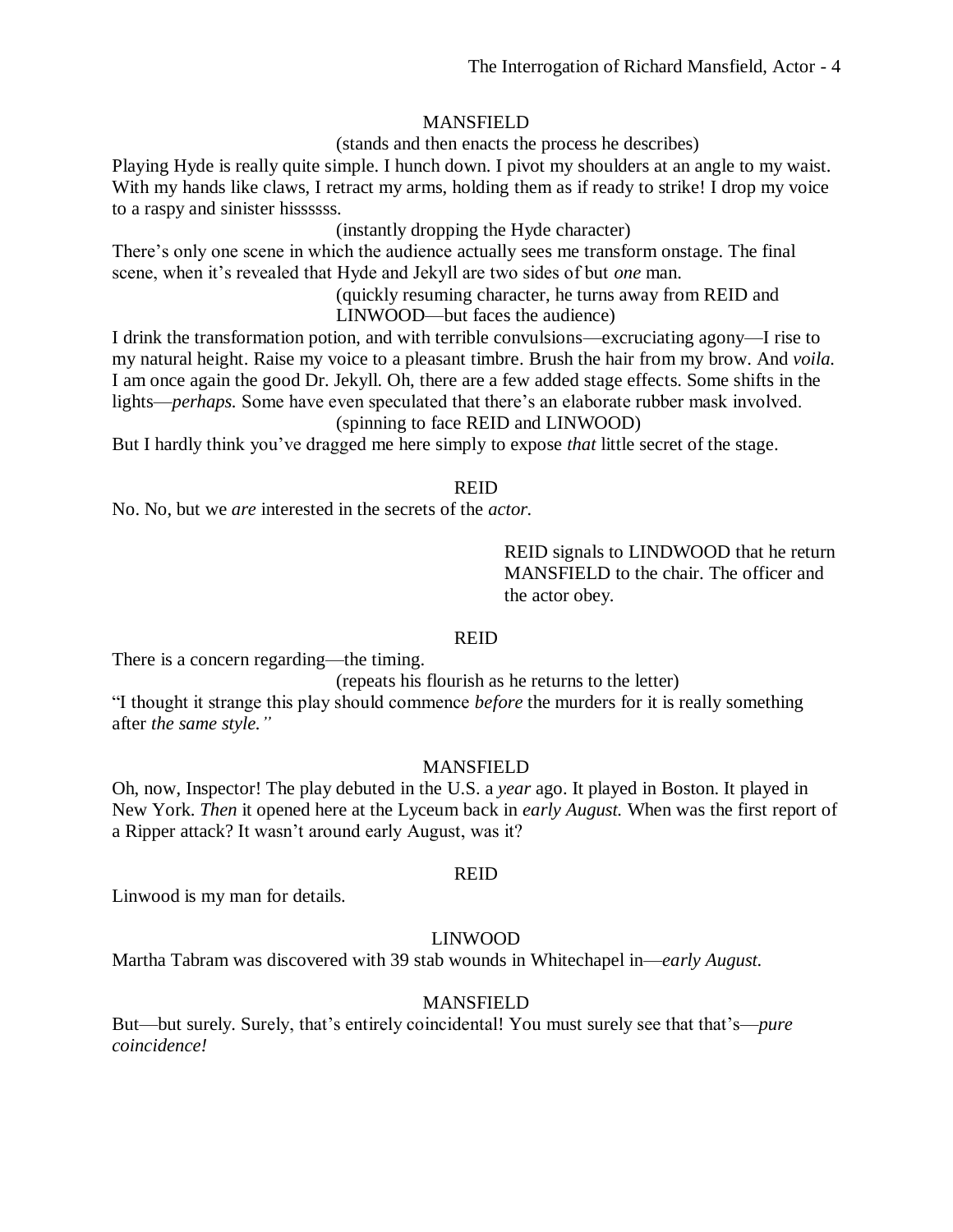MANSFIELD

(stands and then enacts the process he describes)

Playing Hyde is really quite simple. I hunch down. I pivot my shoulders at an angle to my waist. With my hands like claws, I retract my arms, holding them as if ready to strike! I drop my voice to a raspy and sinister hissssss.

(instantly dropping the Hyde character)

There's only one scene in which the audience actually sees me transform onstage. The final scene, when it's revealed that Hyde and Jekyll are two sides of but *one* man.

(quickly resuming character, he turns away from REID and LINWOOD—but faces the audience)

I drink the transformation potion, and with terrible convulsions—excruciating agony—I rise to my natural height. Raise my voice to a pleasant timbre. Brush the hair from my brow. And *voila.* I am once again the good Dr. Jekyll. Oh, there are a few added stage effects. Some shifts in the lights—*perhaps.* Some have even speculated that there's an elaborate rubber mask involved.

(spinning to face REID and LINWOOD)

But I hardly think you've dragged me here simply to expose *that* little secret of the stage.

REID

No. No, but we *are* interested in the secrets of the *actor.*

REID signals to LINDWOOD that he return MANSFIELD to the chair. The officer and the actor obey.

REID

There is a concern regarding—the timing.

(repeats his flourish as he returns to the letter)

"I thought it strange this play should commence *before* the murders for it is really something after *the same style."*

MANSFIELD

Oh, now, Inspector! The play debuted in the U.S. a *year* ago. It played in Boston. It played in New York. *Then* it opened here at the Lyceum back in *early August.* When was the first report of a Ripper attack? It wasn't around early August, was it?

REID

Linwood is my man for details.

LINWOOD

Martha Tabram was discovered with 39 stab wounds in Whitechapel in—*early August.*

MANSFIELD

But—but surely. Surely, that's entirely coincidental! You must surely see that that's—*pure coincidence!*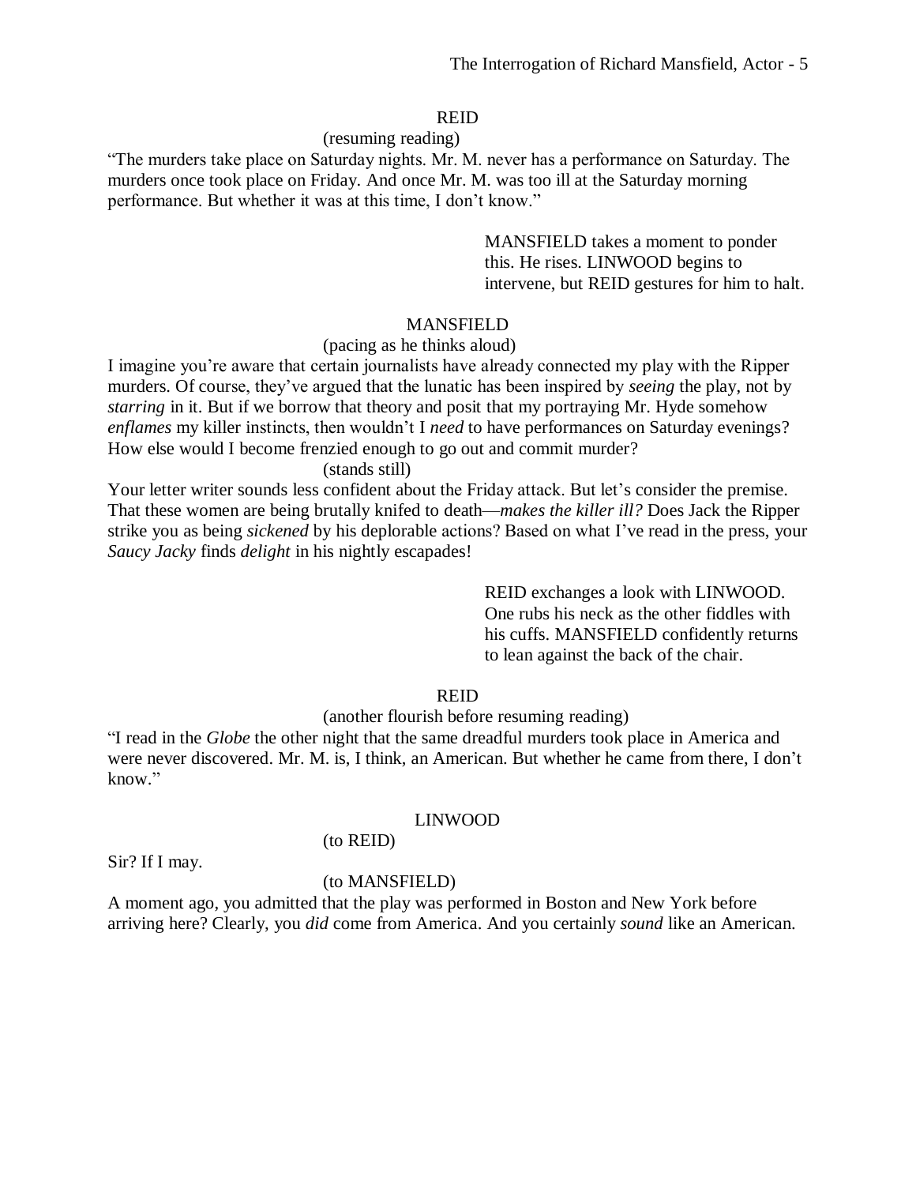REID

(resuming reading)

"The murders take place on Saturday nights. Mr. M. never has a performance on Saturday. The murders once took place on Friday. And once Mr. M. was too ill at the Saturday morning performance. But whether it was at this time, I don't know."

MANSFIELD takes a moment to ponder this. He rises. LINWOOD begins to intervene, but REID gestures for him to halt.

MANSFIELD

(pacing as he thinks aloud)

I imagine you're aware that certain journalists have already connected my play with the Ripper murders. Of course, they've argued that the lunatic has been inspired by *seeing* the play, not by *starring* in it. But if we borrow that theory and posit that my portraying Mr. Hyde somehow *enflames* my killer instincts, then wouldn't I *need* to have performances on Saturday evenings? How else would I become frenzied enough to go out and commit murder?

(stands still)

Your letter writer sounds less confident about the Friday attack. But let's consider the premise. That these women are being brutally knifed to death—*makes the killer ill?* Does Jack the Ripper strike you as being *sickened* by his deplorable actions? Based on what I've read in the press, your *Saucy Jacky* finds *delight* in his nightly escapades!

REID exchanges a look with LINWOOD. One rubs his neck as the other fiddles with his cuffs. MANSFIELD confidently returns to lean against the back of the chair.

REID

(another flourish before resuming reading)

"I read in the *Globe* the other night that the same dreadful murders took place in America and were never discovered. Mr. M. is, I think, an American. But whether he came from there, I don't know."

LINWOOD

(to REID)

Sir? If I may.

(to MANSFIELD)

A moment ago, you admitted that the play was performed in Boston and New York before arriving here? Clearly, you *did* come from America. And you certainly *sound* like an American.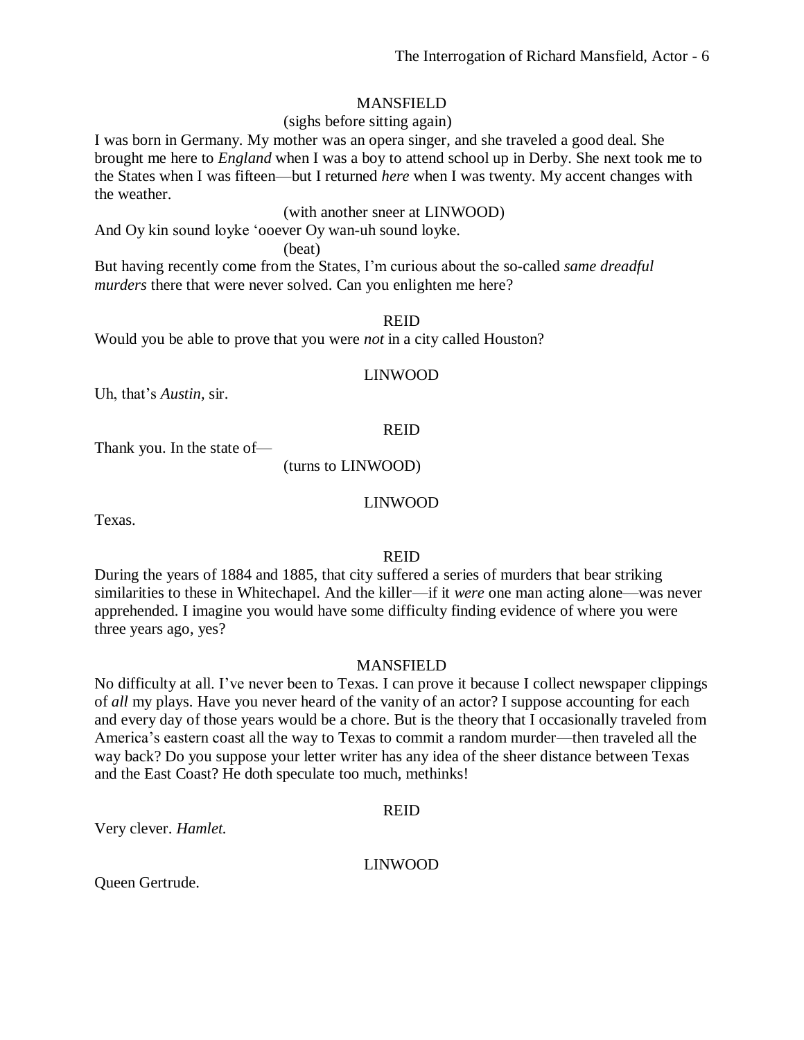MANSFIELD

(sighs before sitting again)

I was born in Germany. My mother was an opera singer, and she traveled a good deal. She brought me here to *England* when I was a boy to attend school up in Derby. She next took me to the States when I was fifteen—but I returned *here* when I was twenty. My accent changes with the weather.

(with another sneer at LINWOOD)

And Oy kin sound loyke 'ooever Oy wan-uh sound loyke.

(beat)

But having recently come from the States, I'm curious about the so-called *same dreadful murders* there that were never solved. Can you enlighten me here?

REID

Would you be able to prove that you were *not* in a city called Houston?

LINWOOD

Uh, that's *Austin*, sir.

REID

Thank you. In the state of—

(turns to LINWOOD)

LINWOOD

Texas.

REID

During the years of 1884 and 1885, that city suffered a series of murders that bear striking similarities to these in Whitechapel. And the killer—if it *were* one man acting alone—was never apprehended. I imagine you would have some difficulty finding evidence of where you were three years ago, yes?

MANSFIELD

No difficulty at all. I've never been to Texas. I can prove it because I collect newspaper clippings of *all* my plays. Have you never heard of the vanity of an actor? I suppose accounting for each and every day of those years would be a chore. But is the theory that I occasionally traveled from America's eastern coast all the way to Texas to commit a random murder—then traveled all the way back? Do you suppose your letter writer has any idea of the sheer distance between Texas and the East Coast? He doth speculate too much, methinks!

REID

Very clever. *Hamlet.*

LINWOOD

Queen Gertrude.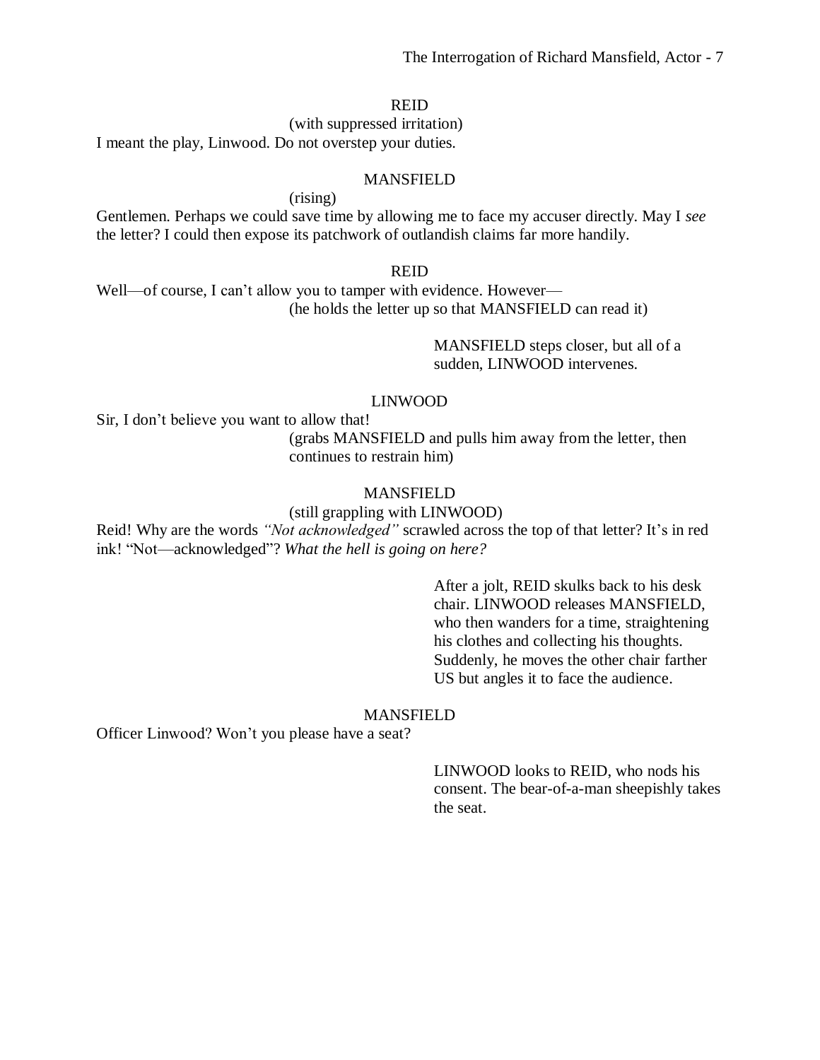REID

(with suppressed irritation)

I meant the play, Linwood. Do not overstep your duties.

MANSFIELD

(rising)

Gentlemen. Perhaps we could save time by allowing me to face my accuser directly. May I *see* the letter? I could then expose its patchwork of outlandish claims far more handily.

REID

Well—of course, I can't allow you to tamper with evidence. However—

(he holds the letter up so that MANSFIELD can read it)

MANSFIELD steps closer, but all of a sudden, LINWOOD intervenes.

LINWOOD

Sir, I don't believe you want to allow that!

(grabs MANSFIELD and pulls him away from the letter, then continues to restrain him)

MANSFIELD

(still grappling with LINWOOD)

Reid! Why are the words *"Not acknowledged"* scrawled across the top of that letter? It's in red ink! "Not—acknowledged"? *What the hell is going on here?*

After a jolt, REID skulks back to his desk chair. LINWOOD releases MANSFIELD, who then wanders for a time, straightening his clothes and collecting his thoughts. Suddenly, he moves the other chair farther US but angles it to face the audience.

MANSFIELD

Officer Linwood? Won't you please have a seat?

LINWOOD looks to REID, who nods his consent. The bear-of-a-man sheepishly takes the seat.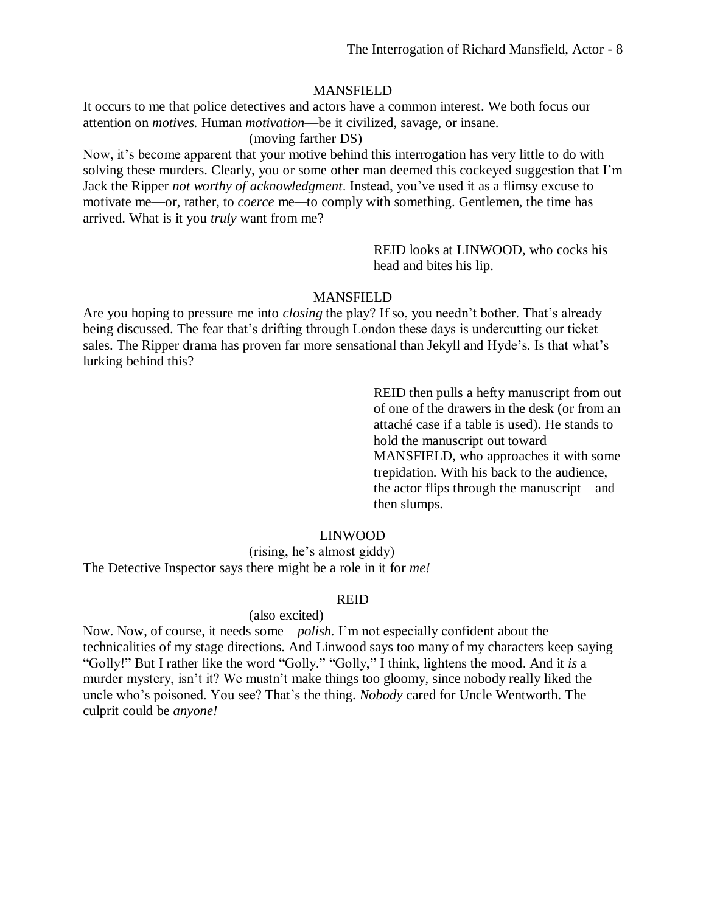MANSFIELD

It occurs to me that police detectives and actors have a common interest. We both focus our attention on *motives.* Human *motivation*—be it civilized, savage, or insane.

(moving farther DS)

Now, it's become apparent that your motive behind this interrogation has very little to do with solving these murders. Clearly, you or some other man deemed this cockeyed suggestion that I'm Jack the Ripper *not worthy of acknowledgment*. Instead, you've used it as a flimsy excuse to motivate me—or, rather, to *coerce* me—to comply with something. Gentlemen, the time has arrived. What is it you *truly* want from me?

REID looks at LINWOOD, who cocks his head and bites his lip.

MANSFIELD

Are you hoping to pressure me into *closing* the play? If so, you needn't bother. That's already being discussed. The fear that's drifting through London these days is undercutting our ticket sales. The Ripper drama has proven far more sensational than Jekyll and Hyde's. Is that what's lurking behind this?

REID then pulls a hefty manuscript from out of one of the drawers in the desk (or from an attaché case if a table is used). He stands to hold the manuscript out toward MANSFIELD, who approaches it with some trepidation. With his back to the audience, the actor flips through the manuscript—and then slumps.

LINWOOD

(rising, he's almost giddy)

The Detective Inspector says there might be a role in it for *me!*

REID

(also excited)

Now. Now, of course, it needs some—*polish.* I'm not especially confident about the technicalities of my stage directions. And Linwood says too many of my characters keep saying "Golly!" But I rather like the word "Golly." "Golly," I think, lightens the mood. And it *is* a murder mystery, isn't it? We mustn't make things too gloomy, since nobody really liked the uncle who's poisoned. You see? That's the thing. *Nobody* cared for Uncle Wentworth. The culprit could be *anyone!*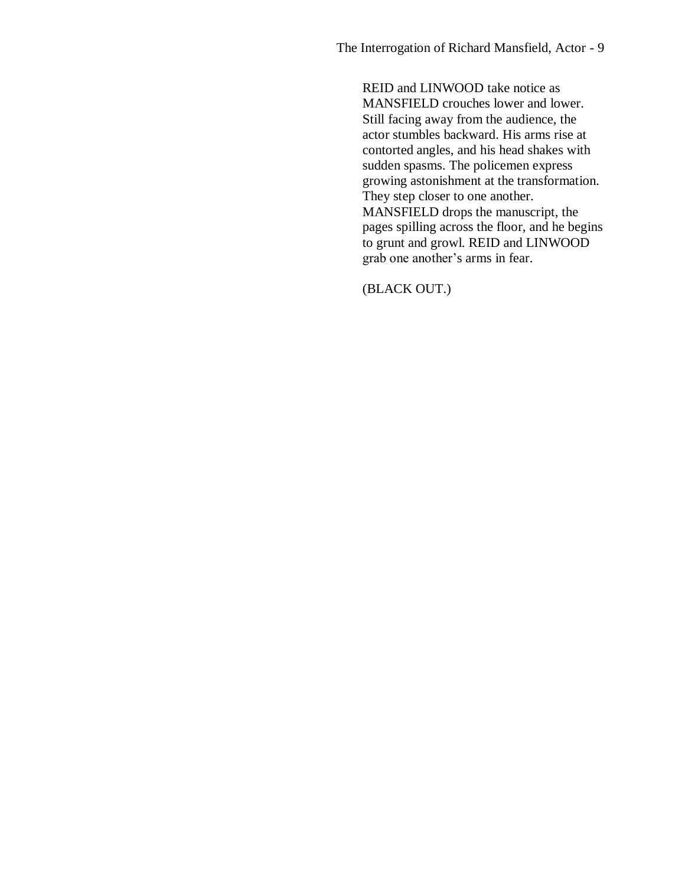REID and LINWOOD take notice as MANSFIELD crouches lower and lower. Still facing away from the audience, the actor stumbles backward. His arms rise at contorted angles, and his head shakes with sudden spasms. The policemen express growing astonishment at the transformation. They step closer to one another. MANSFIELD drops the manuscript, the pages spilling across the floor, and he begins to grunt and growl. REID and LINWOOD grab one another's arms in fear.

(BLACK OUT.)